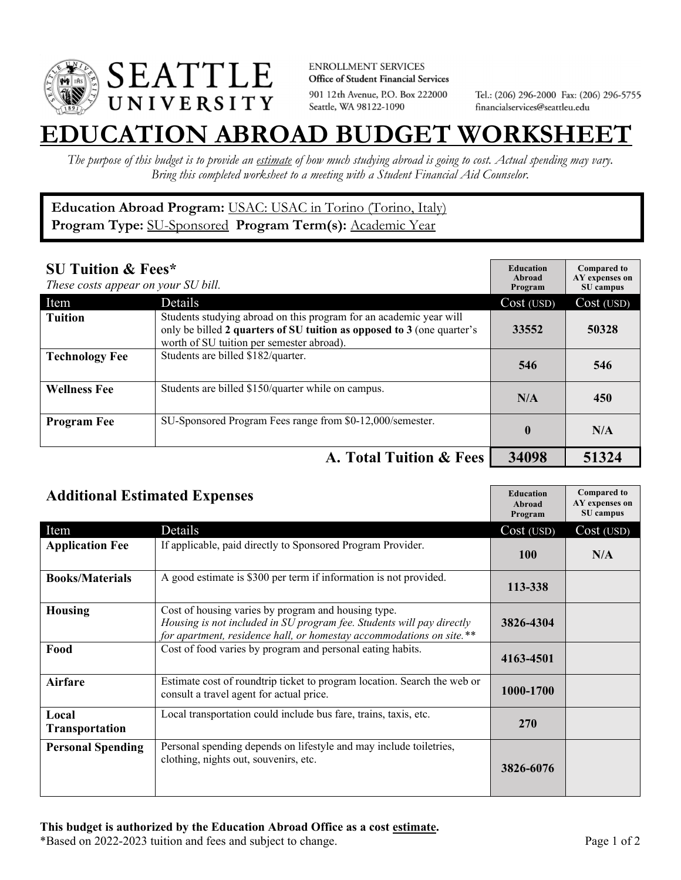SEATTLE UNIVERSITY

ENROLLMENT SERVICES
**Office of Student Financial Services**
901 12th Avenue, P.O. Box 222000
Seattle, WA 98122-1090

Tel.: (206) 296-2000 Fax: (206) 296-5755
financialservices@seattleu.edu

# EDUCATION ABROAD BUDGET WORKSHEET

*The purpose of this budget is to provide an estimate of how much studying abroad is going to cost. Actual spending may vary. Bring this completed worksheet to a meeting with a Student Financial Aid Counselor.*

**Education Abroad Program:** USAC: USAC in Torino (Torino, Italy)
**Program Type:** SU-Sponsored **Program Term(s):** Academic Year

## SU Tuition & Fees*

*These costs appear on your SU bill.*

| Item | Details | Education Abroad Program Cost (USD) | Compared to AY expenses on SU campus Cost (USD) |
|---|---|---|---|
| **Tuition** | Students studying abroad on this program for an academic year will only be billed **2 quarters of SU tuition as opposed to 3** (one quarter's worth of SU tuition per semester abroad). | 33552 | 50328 |
| **Technology Fee** | Students are billed $182/quarter. | 546 | 546 |
| **Wellness Fee** | Students are billed $150/quarter while on campus. | N/A | 450 |
| **Program Fee** | SU-Sponsored Program Fees range from $0-12,000/semester. | 0 | N/A |
| | **A. Total Tuition & Fees** | **34098** | **51324** |

## Additional Estimated Expenses

| Item | Details | Education Abroad Program Cost (USD) | Compared to AY expenses on SU campus Cost (USD) |
|---|---|---|---|
| **Application Fee** | If applicable, paid directly to Sponsored Program Provider. | 100 | N/A |
| **Books/Materials** | A good estimate is $300 per term if information is not provided. | 113-338 | |
| **Housing** | Cost of housing varies by program and housing type. *Housing is not included in SU program fee. Students will pay directly for apartment, residence hall, or homestay accommodations on site.*** | 3826-4304 | |
| **Food** | Cost of food varies by program and personal eating habits. | 4163-4501 | |
| **Airfare** | Estimate cost of roundtrip ticket to program location. Search the web or consult a travel agent for actual price. | 1000-1700 | |
| **Local Transportation** | Local transportation could include bus fare, trains, taxis, etc. | 270 | |
| **Personal Spending** | Personal spending depends on lifestyle and may include toiletries, clothing, nights out, souvenirs, etc. | 3826-6076 | |

**This budget is authorized by the Education Abroad Office as a cost estimate.**
*Based on 2022-2023 tuition and fees and subject to change.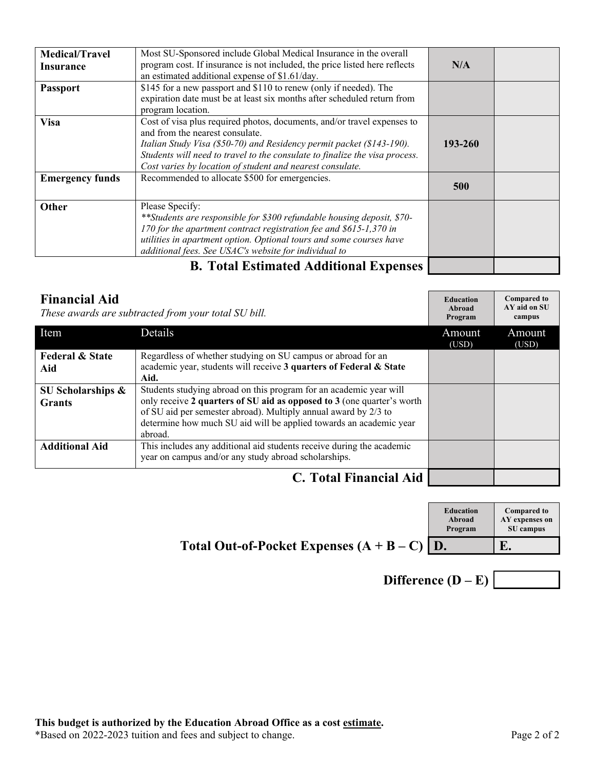| | | | |
|---|---|---|---|
| **Medical/Travel Insurance** | Most SU-Sponsored include Global Medical Insurance in the overall program cost. If insurance is not included, the price listed here reflects an estimated additional expense of $1.61/day. | **N/A** | |
| **Passport** | $145 for a new passport and $110 to renew (only if needed). The expiration date must be at least six months after scheduled return from program location. | | |
| **Visa** | Cost of visa plus required photos, documents, and/or travel expenses to and from the nearest consulate. *Italian Study Visa ($50-70) and Residency permit packet ($143-190). Students will need to travel to the consulate to finalize the visa process. Cost varies by location of student and nearest consulate.* | **193-260** | |
| **Emergency funds** | Recommended to allocate $500 for emergencies. | **500** | |
| **Other** | Please Specify: *\*\*Students are responsible for $300 refundable housing deposit, $70-170 for the apartment contract registration fee and $615-1,370 in utilities in apartment option. Optional tours and some courses have additional fees. See USAC's website for individual to* | | |
| | **B. Total Estimated Additional Expenses** | | |

## Financial Aid

*These awards are subtracted from your total SU bill.*

| Item | Details | Education Abroad Program Amount (USD) | Compared to AY aid on SU campus Amount (USD) |
|---|---|---|---|
| **Federal & State Aid** | Regardless of whether studying on SU campus or abroad for an academic year, students will receive **3 quarters of Federal & State Aid.** | | |
| **SU Scholarships & Grants** | Students studying abroad on this program for an academic year will only receive **2 quarters of SU aid as opposed to 3** (one quarter's worth of SU aid per semester abroad). Multiply annual award by 2/3 to determine how much SU aid will be applied towards an academic year abroad. | | |
| **Additional Aid** | This includes any additional aid students receive during the academic year on campus and/or any study abroad scholarships. | | |
| | **C. Total Financial Aid** | | |

| | Education Abroad Program | Compared to AY expenses on SU campus |
|---|---|---|
| **Total Out-of-Pocket Expenses (A + B – C)** | **D.** | **E.** |

**Difference (D – E)**

**This budget is authorized by the Education Abroad Office as a cost estimate.**

\*Based on 2022-2023 tuition and fees and subject to change.